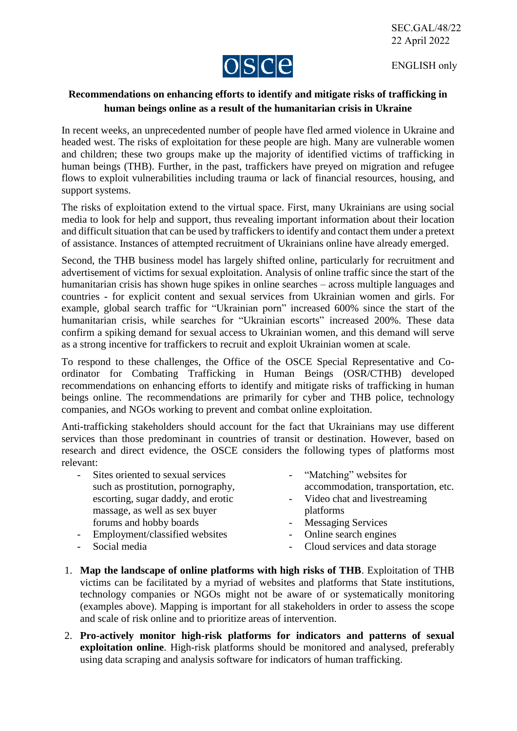SEC.GAL/48/22
22 April 2022

OSCE

ENGLISH only

# Recommendations on enhancing efforts to identify and mitigate risks of trafficking in human beings online as a result of the humanitarian crisis in Ukraine

In recent weeks, an unprecedented number of people have fled armed violence in Ukraine and headed west. The risks of exploitation for these people are high. Many are vulnerable women and children; these two groups make up the majority of identified victims of trafficking in human beings (THB). Further, in the past, traffickers have preyed on migration and refugee flows to exploit vulnerabilities including trauma or lack of financial resources, housing, and support systems.

The risks of exploitation extend to the virtual space. First, many Ukrainians are using social media to look for help and support, thus revealing important information about their location and difficult situation that can be used by traffickers to identify and contact them under a pretext of assistance. Instances of attempted recruitment of Ukrainians online have already emerged.

Second, the THB business model has largely shifted online, particularly for recruitment and advertisement of victims for sexual exploitation. Analysis of online traffic since the start of the humanitarian crisis has shown huge spikes in online searches – across multiple languages and countries - for explicit content and sexual services from Ukrainian women and girls. For example, global search traffic for "Ukrainian porn" increased 600% since the start of the humanitarian crisis, while searches for "Ukrainian escorts" increased 200%. These data confirm a spiking demand for sexual access to Ukrainian women, and this demand will serve as a strong incentive for traffickers to recruit and exploit Ukrainian women at scale.

To respond to these challenges, the Office of the OSCE Special Representative and Co-ordinator for Combating Trafficking in Human Beings (OSR/CTHB) developed recommendations on enhancing efforts to identify and mitigate risks of trafficking in human beings online. The recommendations are primarily for cyber and THB police, technology companies, and NGOs working to prevent and combat online exploitation.

Anti-trafficking stakeholders should account for the fact that Ukrainians may use different services than those predominant in countries of transit or destination. However, based on research and direct evidence, the OSCE considers the following types of platforms most relevant:

- Sites oriented to sexual services such as prostitution, pornography, escorting, sugar daddy, and erotic massage, as well as sex buyer forums and hobby boards
- Employment/classified websites
- Social media
- "Matching" websites for accommodation, transportation, etc.
- Video chat and livestreaming platforms
- Messaging Services
- Online search engines
- Cloud services and data storage

1. **Map the landscape of online platforms with high risks of THB**. Exploitation of THB victims can be facilitated by a myriad of websites and platforms that State institutions, technology companies or NGOs might not be aware of or systematically monitoring (examples above). Mapping is important for all stakeholders in order to assess the scope and scale of risk online and to prioritize areas of intervention.
2. **Pro-actively monitor high-risk platforms for indicators and patterns of sexual exploitation online**. High-risk platforms should be monitored and analysed, preferably using data scraping and analysis software for indicators of human trafficking.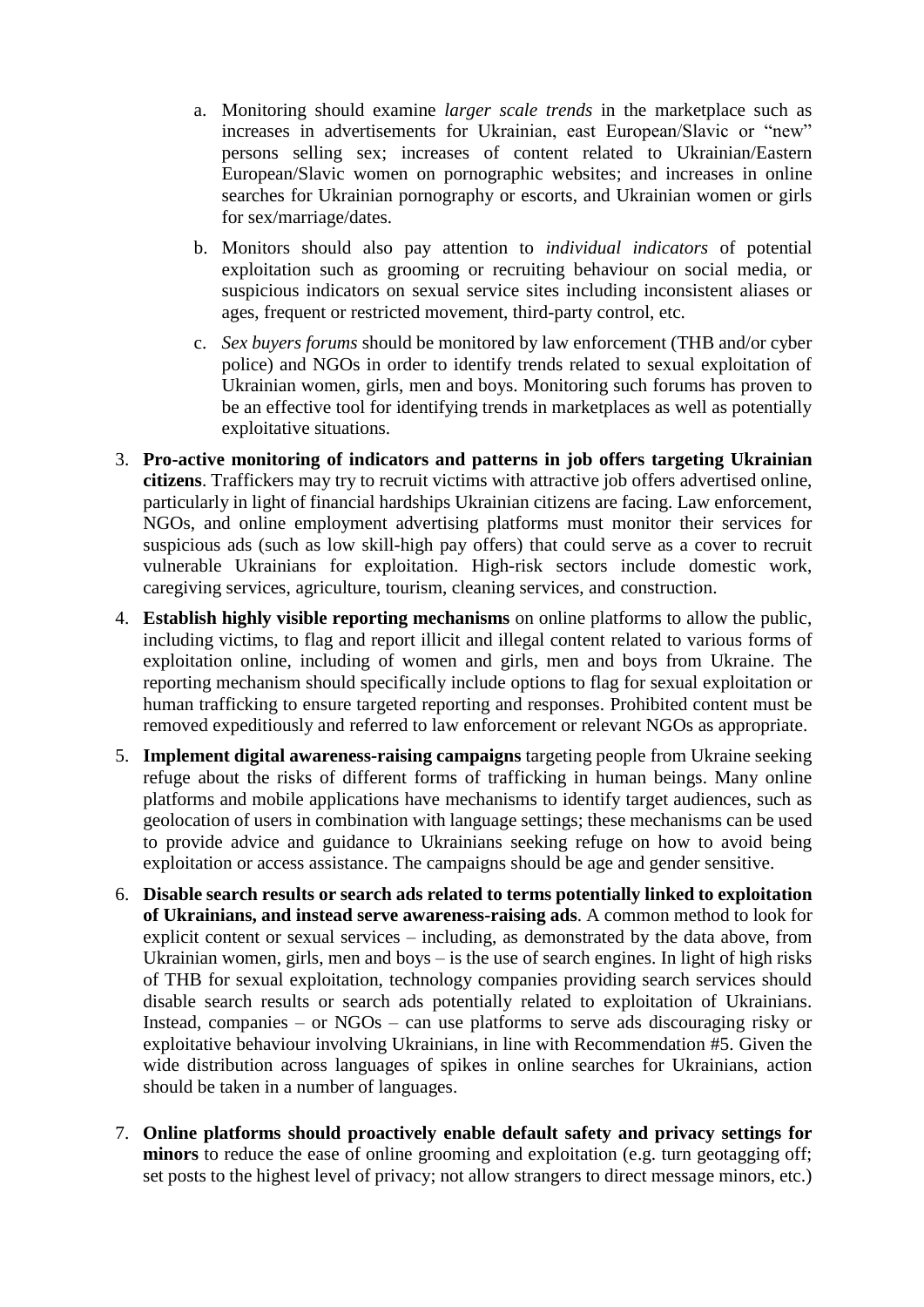a. Monitoring should examine *larger scale trends* in the marketplace such as increases in advertisements for Ukrainian, east European/Slavic or "new" persons selling sex; increases of content related to Ukrainian/Eastern European/Slavic women on pornographic websites; and increases in online searches for Ukrainian pornography or escorts, and Ukrainian women or girls for sex/marriage/dates.

b. Monitors should also pay attention to *individual indicators* of potential exploitation such as grooming or recruiting behaviour on social media, or suspicious indicators on sexual service sites including inconsistent aliases or ages, frequent or restricted movement, third-party control, etc.

c. *Sex buyers forums* should be monitored by law enforcement (THB and/or cyber police) and NGOs in order to identify trends related to sexual exploitation of Ukrainian women, girls, men and boys. Monitoring such forums has proven to be an effective tool for identifying trends in marketplaces as well as potentially exploitative situations.

3. **Pro-active monitoring of indicators and patterns in job offers targeting Ukrainian citizens**. Traffickers may try to recruit victims with attractive job offers advertised online, particularly in light of financial hardships Ukrainian citizens are facing. Law enforcement, NGOs, and online employment advertising platforms must monitor their services for suspicious ads (such as low skill-high pay offers) that could serve as a cover to recruit vulnerable Ukrainians for exploitation. High-risk sectors include domestic work, caregiving services, agriculture, tourism, cleaning services, and construction.

4. **Establish highly visible reporting mechanisms** on online platforms to allow the public, including victims, to flag and report illicit and illegal content related to various forms of exploitation online, including of women and girls, men and boys from Ukraine. The reporting mechanism should specifically include options to flag for sexual exploitation or human trafficking to ensure targeted reporting and responses. Prohibited content must be removed expeditiously and referred to law enforcement or relevant NGOs as appropriate.

5. **Implement digital awareness-raising campaigns** targeting people from Ukraine seeking refuge about the risks of different forms of trafficking in human beings. Many online platforms and mobile applications have mechanisms to identify target audiences, such as geolocation of users in combination with language settings; these mechanisms can be used to provide advice and guidance to Ukrainians seeking refuge on how to avoid being exploitation or access assistance. The campaigns should be age and gender sensitive.

6. **Disable search results or search ads related to terms potentially linked to exploitation of Ukrainians, and instead serve awareness-raising ads**. A common method to look for explicit content or sexual services – including, as demonstrated by the data above, from Ukrainian women, girls, men and boys – is the use of search engines. In light of high risks of THB for sexual exploitation, technology companies providing search services should disable search results or search ads potentially related to exploitation of Ukrainians. Instead, companies – or NGOs – can use platforms to serve ads discouraging risky or exploitative behaviour involving Ukrainians, in line with Recommendation #5. Given the wide distribution across languages of spikes in online searches for Ukrainians, action should be taken in a number of languages.

7. **Online platforms should proactively enable default safety and privacy settings for minors** to reduce the ease of online grooming and exploitation (e.g. turn geotagging off; set posts to the highest level of privacy; not allow strangers to direct message minors, etc.)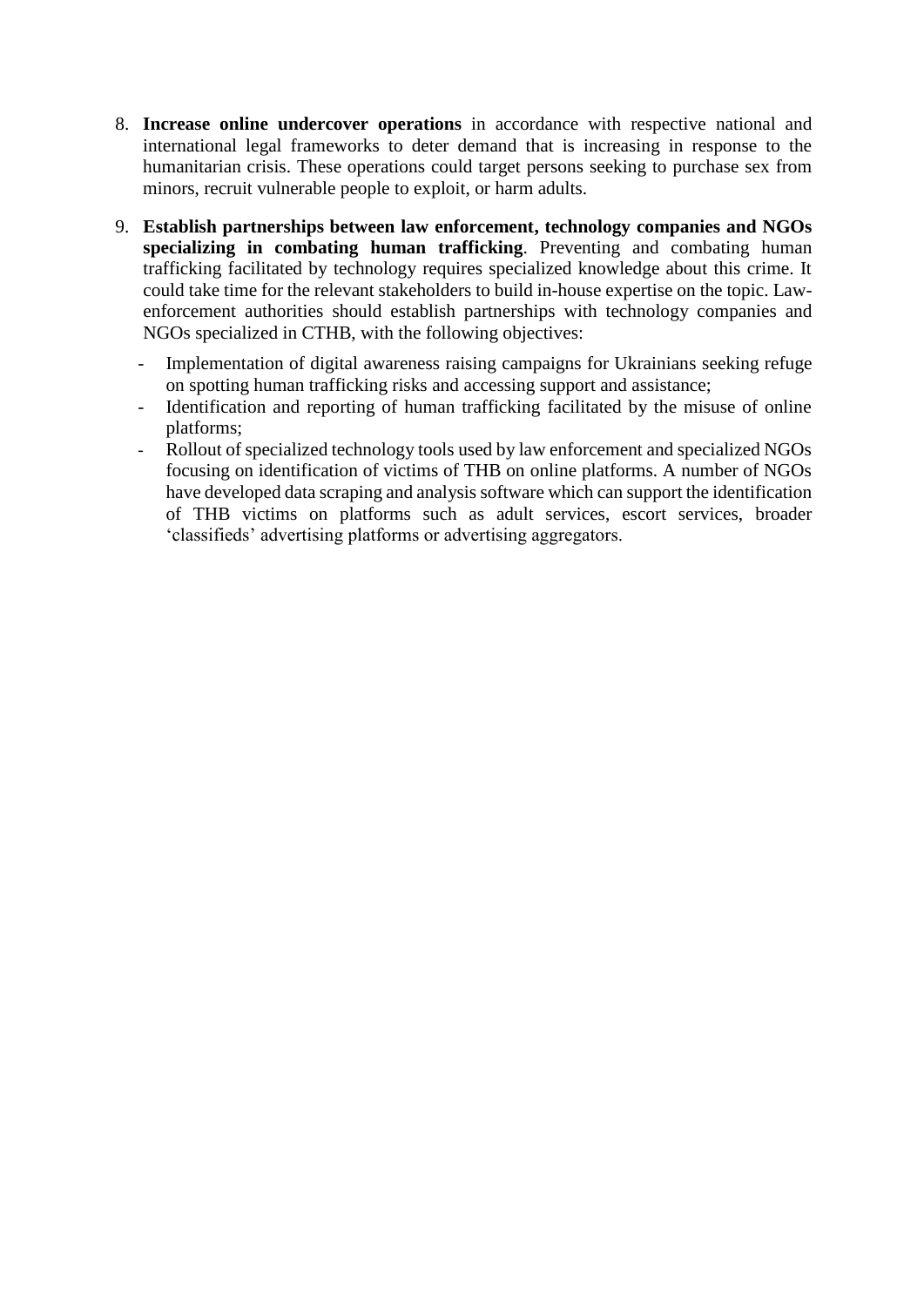8. **Increase online undercover operations** in accordance with respective national and international legal frameworks to deter demand that is increasing in response to the humanitarian crisis. These operations could target persons seeking to purchase sex from minors, recruit vulnerable people to exploit, or harm adults.

9. **Establish partnerships between law enforcement, technology companies and NGOs specializing in combating human trafficking**. Preventing and combating human trafficking facilitated by technology requires specialized knowledge about this crime. It could take time for the relevant stakeholders to build in-house expertise on the topic. Law-enforcement authorities should establish partnerships with technology companies and NGOs specialized in CTHB, with the following objectives:

   - Implementation of digital awareness raising campaigns for Ukrainians seeking refuge on spotting human trafficking risks and accessing support and assistance;
   - Identification and reporting of human trafficking facilitated by the misuse of online platforms;
   - Rollout of specialized technology tools used by law enforcement and specialized NGOs focusing on identification of victims of THB on online platforms. A number of NGOs have developed data scraping and analysis software which can support the identification of THB victims on platforms such as adult services, escort services, broader 'classifieds' advertising platforms or advertising aggregators.